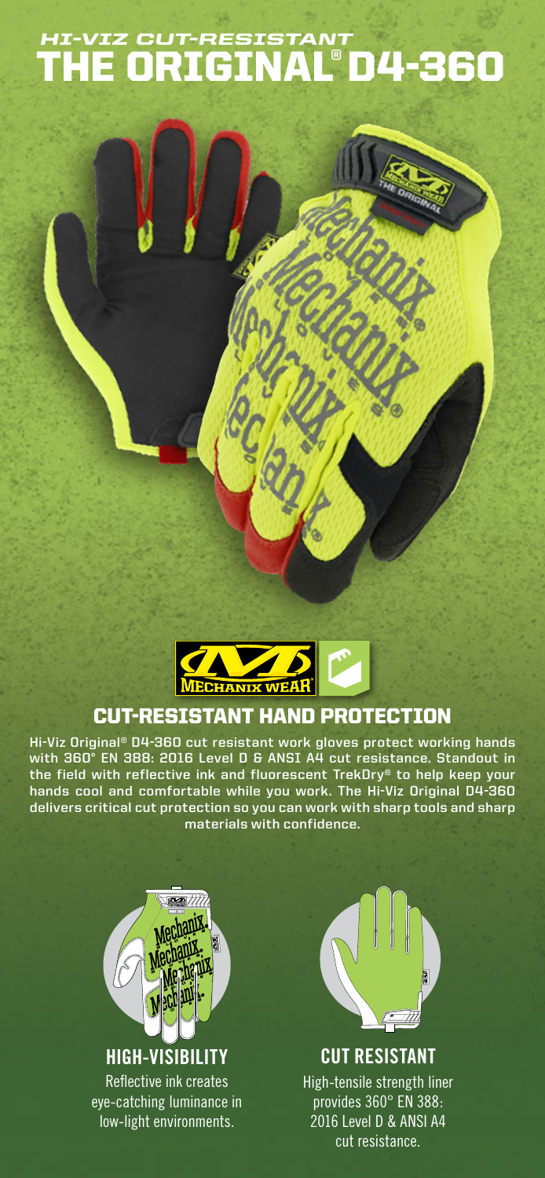## *HI-VIZ CUT-RESISTANT*

# THE ORIGINAL® D4-360

## CUT-RESISTANT HAND PROTECTION

Hi-Viz Original® D4-360 cut resistant work gloves protect working hands with 360° EN 388: 2016 Level D & ANSI A4 cut resistance. Standout in the field with reflective ink and fluorescent TrekDry® to help keep your hands cool and comfortable while you work. The Hi-Viz Original D4-360 delivers critical cut protection so you can work with sharp tools and sharp materials with confidence.

### HIGH-VISIBILITY

Reflective ink creates eye-catching luminance in low-light environments.

### CUT RESISTANT

High-tensile strength liner provides 360° EN 388: 2016 Level D & ANSI A4 cut resistance.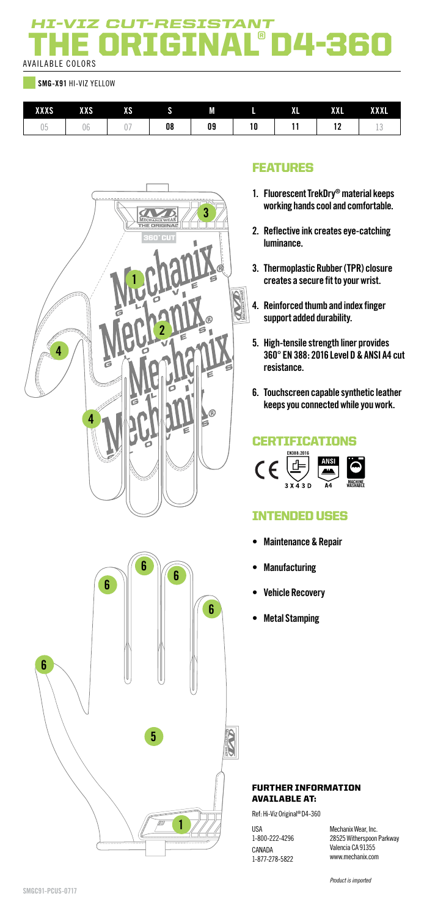# HI-VIZ CUT-RESISTANT THE ORIGINAL® D4-360

AVAILABLE COLORS

**SMG-X91** HI-VIZ YELLOW

| XXXS | XXS | XS | S | M | L | XL | XXL | XXXL |
|---|---|---|---|---|---|---|---|---|
| 05 | 06 | 07 | 08 | 09 | 10 | 11 | 12 | 13 |

## FEATURES

1. **Fluorescent TrekDry® material keeps working hands cool and comfortable.**
2. **Reflective ink creates eye-catching luminance.**
3. **Thermoplastic Rubber (TPR) closure creates a secure fit to your wrist.**
4. **Reinforced thumb and index finger support added durability.**
5. **High-tensile strength liner provides 360° EN 388: 2016 Level D & ANSI A4 cut resistance.**
6. **Touchscreen capable synthetic leather keeps you connected while you work.**

## CERTIFICATIONS

CE

EN388:2016
3 X 4 3 D

ANSI
A4

MACHINE WASHABLE

## INTENDED USES

- Maintenance & Repair
- Manufacturing
- Vehicle Recovery
- Metal Stamping

### FURTHER INFORMATION AVAILABLE AT:

Ref: Hi-Viz Original® D4-360

USA
1-800-222-4296

CANADA
1-877-278-5822

Mechanix Wear, Inc.
28525 Witherspoon Parkway
Valencia CA 91355
www.mechanix.com

*Product is imported*

SMGC91-PCUS-0717